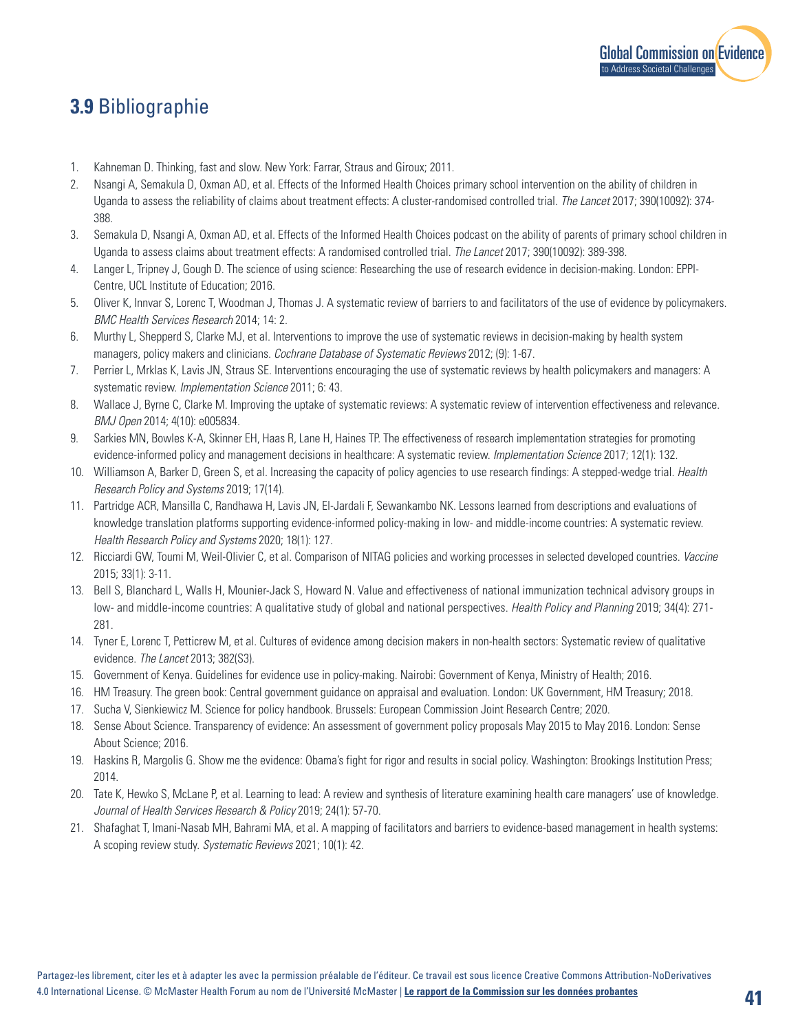## **3.9** Bibliographie

1. Kahneman D. Thinking, fast and slow. New York: Farrar, Straus and Giroux; 2011.
2. Nsangi A, Semakula D, Oxman AD, et al. Effects of the Informed Health Choices primary school intervention on the ability of children in Uganda to assess the reliability of claims about treatment effects: A cluster-randomised controlled trial. *The Lancet* 2017; 390(10092): 374-388.
3. Semakula D, Nsangi A, Oxman AD, et al. Effects of the Informed Health Choices podcast on the ability of parents of primary school children in Uganda to assess claims about treatment effects: A randomised controlled trial. *The Lancet* 2017; 390(10092): 389-398.
4. Langer L, Tripney J, Gough D. The science of using science: Researching the use of research evidence in decision-making. London: EPPI-Centre, UCL Institute of Education; 2016.
5. Oliver K, Innvar S, Lorenc T, Woodman J, Thomas J. A systematic review of barriers to and facilitators of the use of evidence by policymakers. *BMC Health Services Research* 2014; 14: 2.
6. Murthy L, Shepperd S, Clarke MJ, et al. Interventions to improve the use of systematic reviews in decision-making by health system managers, policy makers and clinicians. *Cochrane Database of Systematic Reviews* 2012; (9): 1-67.
7. Perrier L, Mrklas K, Lavis JN, Straus SE. Interventions encouraging the use of systematic reviews by health policymakers and managers: A systematic review. *Implementation Science* 2011; 6: 43.
8. Wallace J, Byrne C, Clarke M. Improving the uptake of systematic reviews: A systematic review of intervention effectiveness and relevance. *BMJ Open* 2014; 4(10): e005834.
9. Sarkies MN, Bowles K-A, Skinner EH, Haas R, Lane H, Haines TP. The effectiveness of research implementation strategies for promoting evidence-informed policy and management decisions in healthcare: A systematic review. *Implementation Science* 2017; 12(1): 132.
10. Williamson A, Barker D, Green S, et al. Increasing the capacity of policy agencies to use research findings: A stepped-wedge trial. *Health Research Policy and Systems* 2019; 17(14).
11. Partridge ACR, Mansilla C, Randhawa H, Lavis JN, El-Jardali F, Sewankambo NK. Lessons learned from descriptions and evaluations of knowledge translation platforms supporting evidence-informed policy-making in low- and middle-income countries: A systematic review. *Health Research Policy and Systems* 2020; 18(1): 127.
12. Ricciardi GW, Toumi M, Weil-Olivier C, et al. Comparison of NITAG policies and working processes in selected developed countries. *Vaccine* 2015; 33(1): 3-11.
13. Bell S, Blanchard L, Walls H, Mounier-Jack S, Howard N. Value and effectiveness of national immunization technical advisory groups in low- and middle-income countries: A qualitative study of global and national perspectives. *Health Policy and Planning* 2019; 34(4): 271-281.
14. Tyner E, Lorenc T, Petticrew M, et al. Cultures of evidence among decision makers in non-health sectors: Systematic review of qualitative evidence. *The Lancet* 2013; 382(S3).
15. Government of Kenya. Guidelines for evidence use in policy-making. Nairobi: Government of Kenya, Ministry of Health; 2016.
16. HM Treasury. The green book: Central government guidance on appraisal and evaluation. London: UK Government, HM Treasury; 2018.
17. Sucha V, Sienkiewicz M. Science for policy handbook. Brussels: European Commission Joint Research Centre; 2020.
18. Sense About Science. Transparency of evidence: An assessment of government policy proposals May 2015 to May 2016. London: Sense About Science; 2016.
19. Haskins R, Margolis G. Show me the evidence: Obama's fight for rigor and results in social policy. Washington: Brookings Institution Press; 2014.
20. Tate K, Hewko S, McLane P, et al. Learning to lead: A review and synthesis of literature examining health care managers' use of knowledge. *Journal of Health Services Research & Policy* 2019; 24(1): 57-70.
21. Shafaghat T, Imani-Nasab MH, Bahrami MA, et al. A mapping of facilitators and barriers to evidence-based management in health systems: A scoping review study. *Systematic Reviews* 2021; 10(1): 42.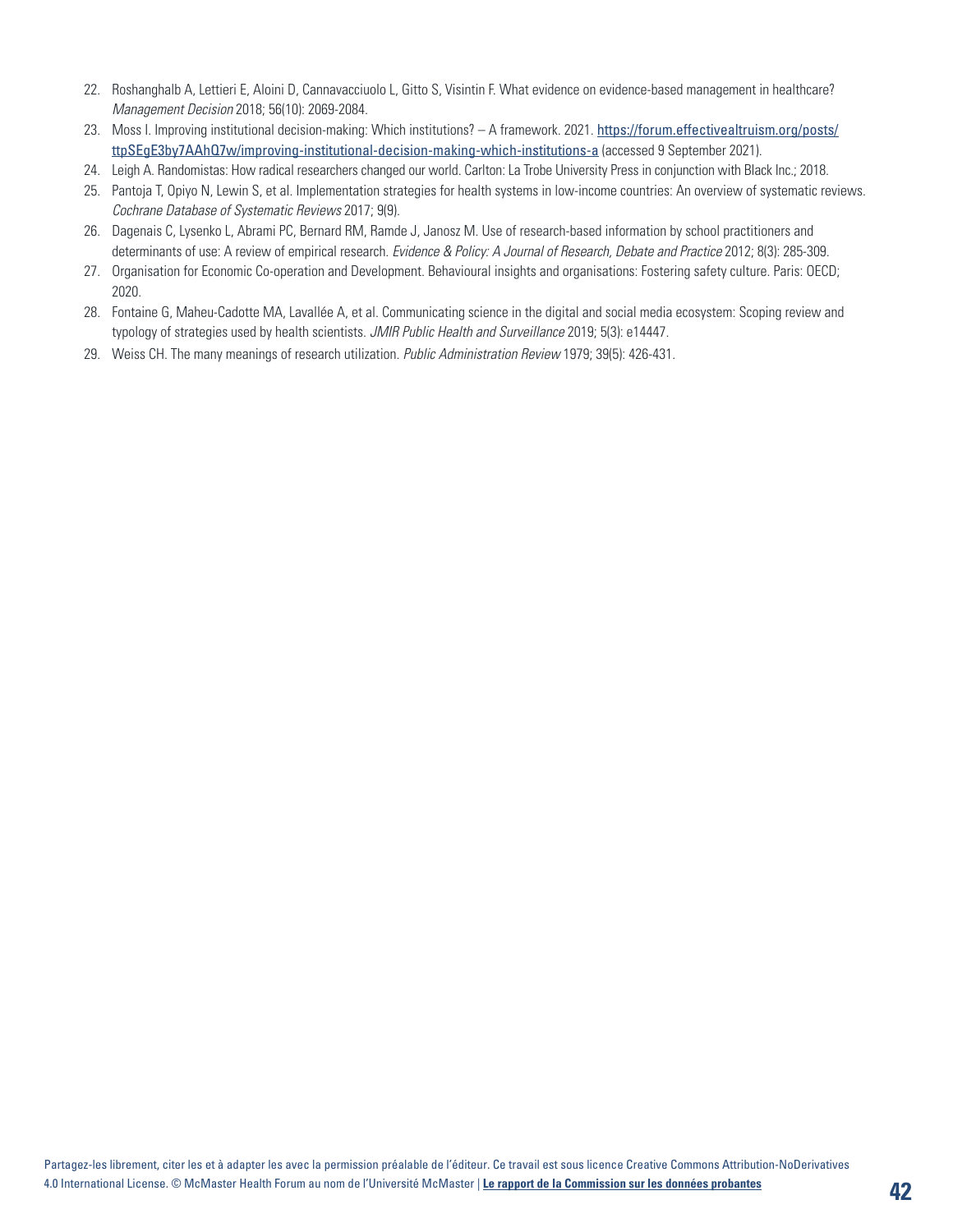22. Roshanghalb A, Lettieri E, Aloini D, Cannavacciuolo L, Gitto S, Visintin F. What evidence on evidence-based management in healthcare? *Management Decision* 2018; 56(10): 2069-2084.
23. Moss I. Improving institutional decision-making: Which institutions? – A framework. 2021. [https://forum.effectivealtruism.org/posts/ttpSEgE3by7AAhQ7w/improving-institutional-decision-making-which-institutions-a](https://forum.effectivealtruism.org/posts/ttpSEgE3by7AAhQ7w/improving-institutional-decision-making-which-institutions-a) (accessed 9 September 2021).
24. Leigh A. Randomistas: How radical researchers changed our world. Carlton: La Trobe University Press in conjunction with Black Inc.; 2018.
25. Pantoja T, Opiyo N, Lewin S, et al. Implementation strategies for health systems in low-income countries: An overview of systematic reviews. *Cochrane Database of Systematic Reviews* 2017; 9(9).
26. Dagenais C, Lysenko L, Abrami PC, Bernard RM, Ramde J, Janosz M. Use of research-based information by school practitioners and determinants of use: A review of empirical research. *Evidence & Policy: A Journal of Research, Debate and Practice* 2012; 8(3): 285-309.
27. Organisation for Economic Co-operation and Development. Behavioural insights and organisations: Fostering safety culture. Paris: OECD; 2020.
28. Fontaine G, Maheu-Cadotte MA, Lavallée A, et al. Communicating science in the digital and social media ecosystem: Scoping review and typology of strategies used by health scientists. *JMIR Public Health and Surveillance* 2019; 5(3): e14447.
29. Weiss CH. The many meanings of research utilization. *Public Administration Review* 1979; 39(5): 426-431.